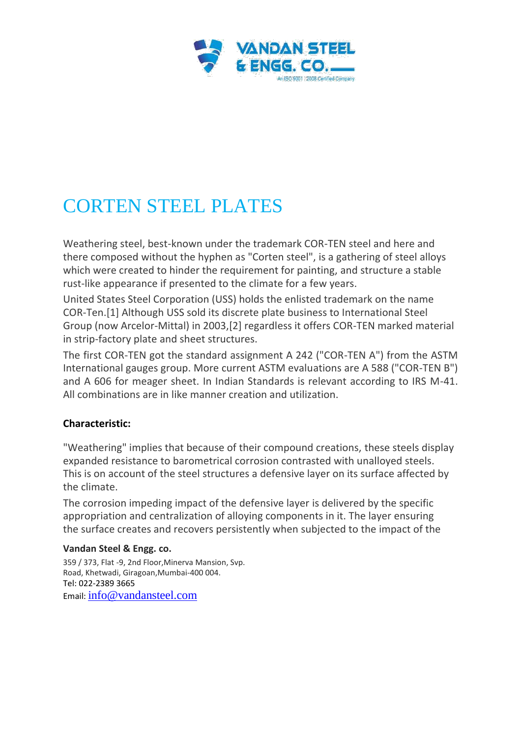# CORTEN STEEL PLATES

Weathering steel, best-known under the trademark COR-TEN steel and here and there composed without the hyphen as "Corten steel", is a gathering of steel alloys which were created to hinder the requirement for painting, and structure a stable rust-like appearance if presented to the climate for a few years.

United States Steel Corporation (USS) holds the enlisted trademark on the name COR-Ten.[1] Although USS sold its discrete plate business to International Steel Group (now Arcelor-Mittal) in 2003,[2] regardless it offers COR-TEN marked material in strip-factory plate and sheet structures.

The first COR-TEN got the standard assignment A 242 ("COR-TEN A") from the ASTM International gauges group. More current ASTM evaluations are A 588 ("COR-TEN B") and A 606 for meager sheet. In Indian Standards is relevant according to IRS M-41. All combinations are in like manner creation and utilization.

**Characteristic:**

"Weathering" implies that because of their compound creations, these steels display expanded resistance to barometrical corrosion contrasted with unalloyed steels. This is on account of the steel structures a defensive layer on its surface affected by the climate.

The corrosion impeding impact of the defensive layer is delivered by the specific appropriation and centralization of alloying components in it. The layer ensuring the surface creates and recovers persistently when subjected to the impact of the

**Vandan Steel & Engg. co.**

359 / 373, Flat -9, 2nd Floor,Minerva Mansion, Svp. Road, Khetwadi, Giragoan,Mumbai-400 004.
Tel: 022-2389 3665
Email: info@vandansteel.com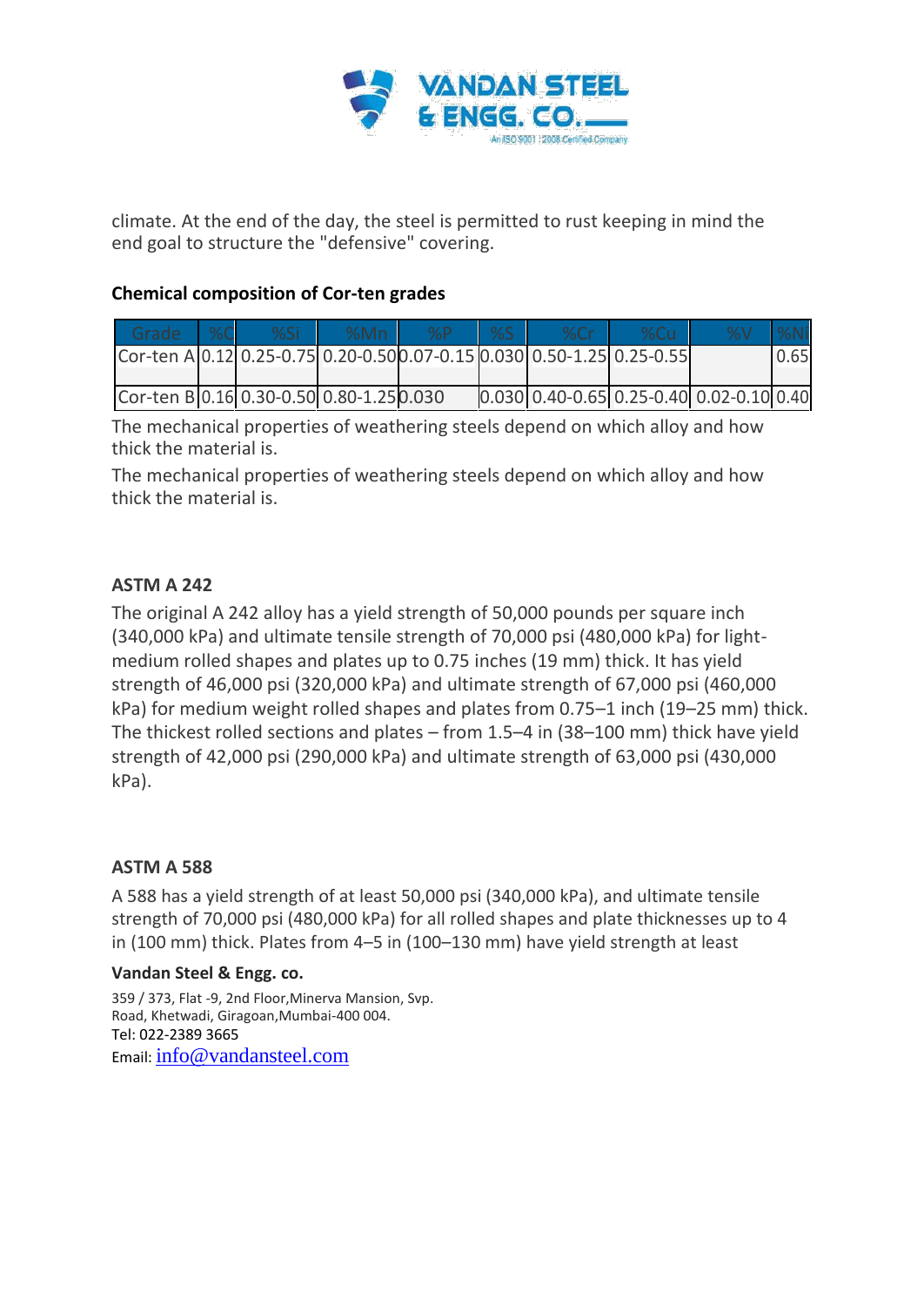climate. At the end of the day, the steel is permitted to rust keeping in mind the end goal to structure the "defensive" covering.

**Chemical composition of Cor-ten grades**

| Grade | %C | %Si | %Mn | %P | %S | %Cr | %Cu | %V | %Ni |
|---|---|---|---|---|---|---|---|---|---|
| Cor-ten A | 0.12 | 0.25-0.75 | 0.20-0.50 | 0.07-0.15 | 0.030 | 0.50-1.25 | 0.25-0.55 | | 0.65 |
| Cor-ten B | 0.16 | 0.30-0.50 | 0.80-1.25 | 0.030 | 0.030 | 0.40-0.65 | 0.25-0.40 | 0.02-0.10 | 0.40 |

The mechanical properties of weathering steels depend on which alloy and how thick the material is.

The mechanical properties of weathering steels depend on which alloy and how thick the material is.

**ASTM A 242**

The original A 242 alloy has a yield strength of 50,000 pounds per square inch (340,000 kPa) and ultimate tensile strength of 70,000 psi (480,000 kPa) for light-medium rolled shapes and plates up to 0.75 inches (19 mm) thick. It has yield strength of 46,000 psi (320,000 kPa) and ultimate strength of 67,000 psi (460,000 kPa) for medium weight rolled shapes and plates from 0.75–1 inch (19–25 mm) thick. The thickest rolled sections and plates – from 1.5–4 in (38–100 mm) thick have yield strength of 42,000 psi (290,000 kPa) and ultimate strength of 63,000 psi (430,000 kPa).

**ASTM A 588**

A 588 has a yield strength of at least 50,000 psi (340,000 kPa), and ultimate tensile strength of 70,000 psi (480,000 kPa) for all rolled shapes and plate thicknesses up to 4 in (100 mm) thick. Plates from 4–5 in (100–130 mm) have yield strength at least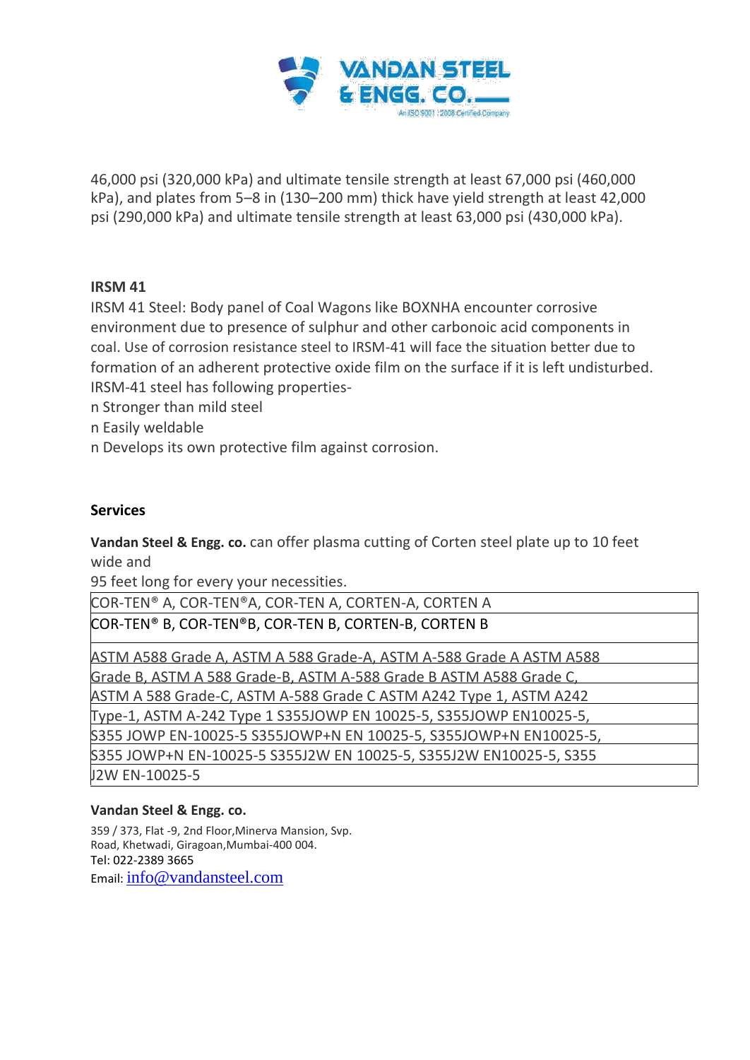46,000 psi (320,000 kPa) and ultimate tensile strength at least 67,000 psi (460,000 kPa), and plates from 5–8 in (130–200 mm) thick have yield strength at least 42,000 psi (290,000 kPa) and ultimate tensile strength at least 63,000 psi (430,000 kPa).

### IRSM 41

IRSM 41 Steel: Body panel of Coal Wagons like BOXNHA encounter corrosive environment due to presence of sulphur and other carbonoic acid components in coal. Use of corrosion resistance steel to IRSM-41 will face the situation better due to formation of an adherent protective oxide film on the surface if it is left undisturbed. IRSM-41 steel has following properties-

- Stronger than mild steel
- Easily weldable
- Develops its own protective film against corrosion.

### Services

**Vandan Steel & Engg. co.** can offer plasma cutting of Corten steel plate up to 10 feet wide and 95 feet long for every your necessities.

| |
|---|
| COR-TEN® A, COR-TEN®A, COR-TEN A, CORTEN-A, CORTEN A |
| COR-TEN® B, COR-TEN®B, COR-TEN B, CORTEN-B, CORTEN B |
| ASTM A588 Grade A, ASTM A 588 Grade-A, ASTM A-588 Grade A ASTM A588 Grade B, ASTM A 588 Grade-B, ASTM A-588 Grade B ASTM A588 Grade C, ASTM A 588 Grade-C, ASTM A-588 Grade C ASTM A242 Type 1, ASTM A242 Type-1, ASTM A-242 Type 1 S355JOWP EN 10025-5, S355JOWP EN10025-5, S355 JOWP EN-10025-5 S355JOWP+N EN 10025-5, S355JOWP+N EN10025-5, S355 JOWP+N EN-10025-5 S355J2W EN 10025-5, S355J2W EN10025-5, S355 J2W EN-10025-5 |

**Vandan Steel & Engg. co.**

359 / 373, Flat -9, 2nd Floor,Minerva Mansion, Svp. Road, Khetwadi, Giragoan,Mumbai-400 004.
Tel: 022-2389 3665
Email: info@vandansteel.com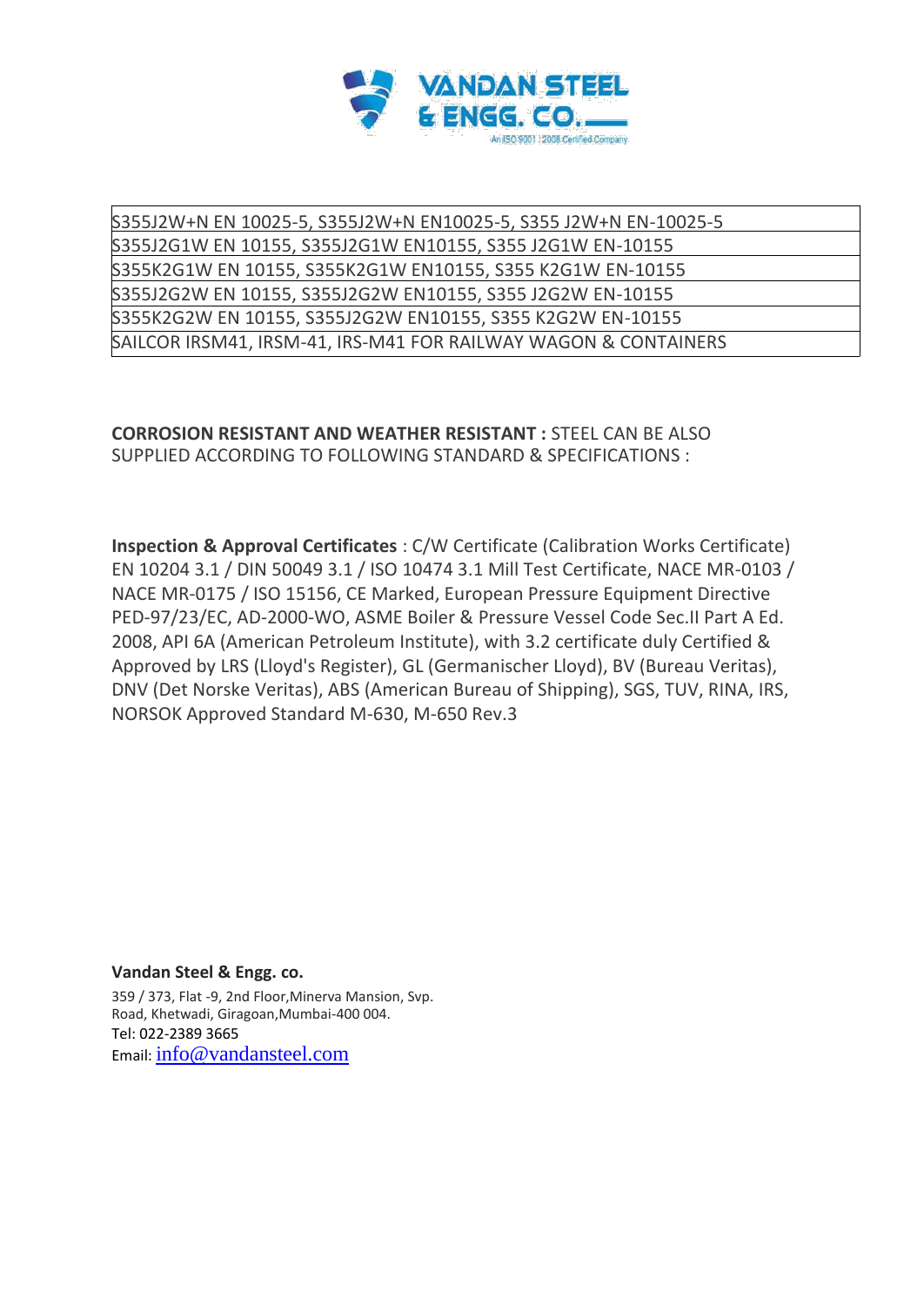| |
|---|
| S355J2W+N EN 10025-5, S355J2W+N EN10025-5, S355 J2W+N EN-10025-5 |
| S355J2G1W EN 10155, S355J2G1W EN10155, S355 J2G1W EN-10155 |
| S355K2G1W EN 10155, S355K2G1W EN10155, S355 K2G1W EN-10155 |
| S355J2G2W EN 10155, S355J2G2W EN10155, S355 J2G2W EN-10155 |
| S355K2G2W EN 10155, S355J2G2W EN10155, S355 K2G2W EN-10155 |
| SAILCOR IRSM41, IRSM-41, IRS-M41 FOR RAILWAY WAGON & CONTAINERS |

**CORROSION RESISTANT AND WEATHER RESISTANT :** STEEL CAN BE ALSO SUPPLIED ACCORDING TO FOLLOWING STANDARD & SPECIFICATIONS :

**Inspection & Approval Certificates** : C/W Certificate (Calibration Works Certificate) EN 10204 3.1 / DIN 50049 3.1 / ISO 10474 3.1 Mill Test Certificate, NACE MR-0103 / NACE MR-0175 / ISO 15156, CE Marked, European Pressure Equipment Directive PED-97/23/EC, AD-2000-WO, ASME Boiler & Pressure Vessel Code Sec.II Part A Ed. 2008, API 6A (American Petroleum Institute), with 3.2 certificate duly Certified & Approved by LRS (Lloyd's Register), GL (Germanischer Lloyd), BV (Bureau Veritas), DNV (Det Norske Veritas), ABS (American Bureau of Shipping), SGS, TUV, RINA, IRS, NORSOK Approved Standard M-630, M-650 Rev.3

**Vandan Steel & Engg. co.**
359 / 373, Flat -9, 2nd Floor,Minerva Mansion, Svp. Road, Khetwadi, Giragoan,Mumbai-400 004.
Tel: 022-2389 3665
Email: info@vandansteel.com